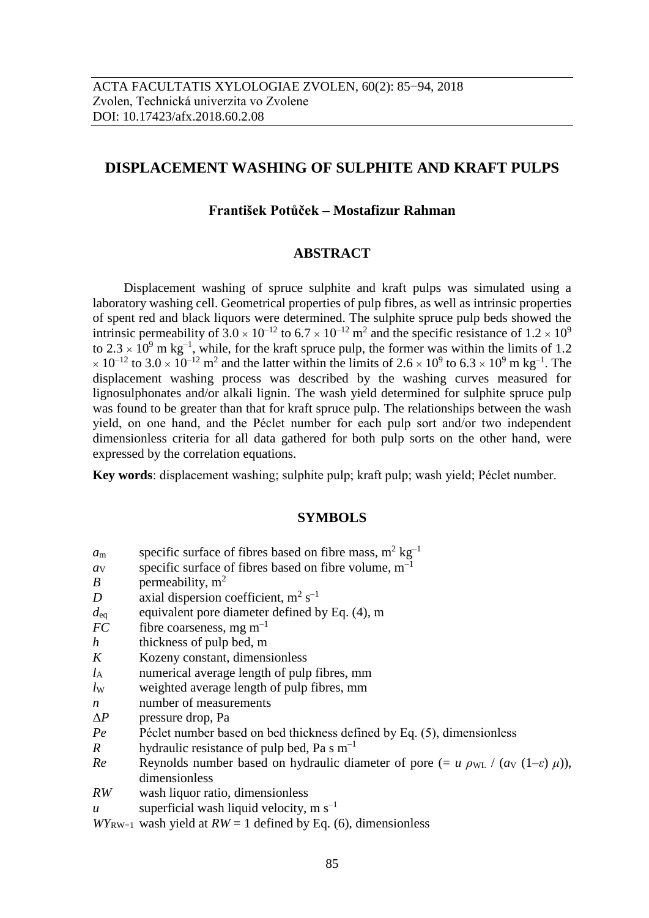ACTA FACULTATIS XYLOLOGIAE ZVOLEN, 60(2): 85−94, 2018
Zvolen, Technická univerzita vo Zvolene
DOI: 10.17423/afx.2018.60.2.08

# DISPLACEMENT WASHING OF SULPHITE AND KRAFT PULPS

**František Potůček – Mostafizur Rahman**

## ABSTRACT

Displacement washing of spruce sulphite and kraft pulps was simulated using a laboratory washing cell. Geometrical properties of pulp fibres, as well as intrinsic properties of spent red and black liquors were determined. The sulphite spruce pulp beds showed the intrinsic permeability of $3.0 \times 10^{-12}$ to $6.7 \times 10^{-12}$ m$^2$ and the specific resistance of $1.2 \times 10^9$ to $2.3 \times 10^9$ m kg$^{-1}$, while, for the kraft spruce pulp, the former was within the limits of $1.2 \times 10^{-12}$ to $3.0 \times 10^{-12}$ m$^2$ and the latter within the limits of $2.6 \times 10^9$ to $6.3 \times 10^9$ m kg$^{-1}$. The displacement washing process was described by the washing curves measured for lignosulphonates and/or alkali lignin. The wash yield determined for sulphite spruce pulp was found to be greater than that for kraft spruce pulp. The relationships between the wash yield, on one hand, and the Péclet number for each pulp sort and/or two independent dimensionless criteria for all data gathered for both pulp sorts on the other hand, were expressed by the correlation equations.

**Key words**: displacement washing; sulphite pulp; kraft pulp; wash yield; Péclet number.

## SYMBOLS

- $a_m$ specific surface of fibres based on fibre mass, m$^2$ kg$^{-1}$
- $a_V$ specific surface of fibres based on fibre volume, m$^{-1}$
- $B$ permeability, m$^2$
- $D$ axial dispersion coefficient, m$^2$ s$^{-1}$
- $d_{eq}$ equivalent pore diameter defined by Eq. (4), m
- $FC$ fibre coarseness, mg m$^{-1}$
- $h$ thickness of pulp bed, m
- $K$ Kozeny constant, dimensionless
- $l_A$ numerical average length of pulp fibres, mm
- $l_W$ weighted average length of pulp fibres, mm
- $n$ number of measurements
- $\Delta P$ pressure drop, Pa
- $Pe$ Péclet number based on bed thickness defined by Eq. (5), dimensionless
- $R$ hydraulic resistance of pulp bed, Pa s m$^{-1}$
- $Re$ Reynolds number based on hydraulic diameter of pore ($= u\,\rho_{WL} / (a_V\,(1-\varepsilon)\,\mu)$), dimensionless
- $RW$ wash liquor ratio, dimensionless
- $u$ superficial wash liquid velocity, m s$^{-1}$
- $WY_{RW=1}$ wash yield at $RW = 1$ defined by Eq. (6), dimensionless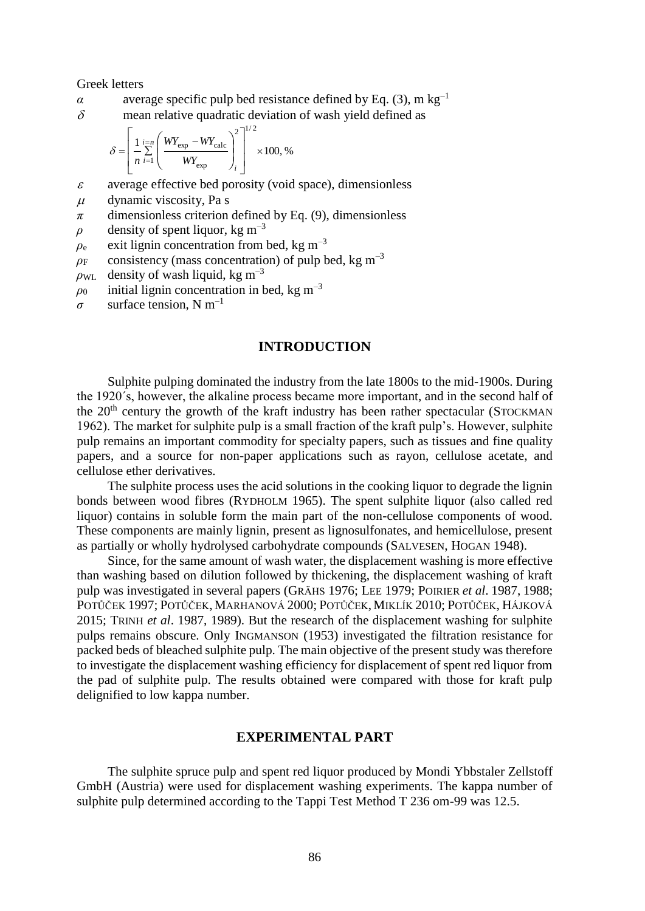Greek letters

$\alpha$ average specific pulp bed resistance defined by Eq. (3), m kg$^{-1}$

$\delta$ mean relative quadratic deviation of wash yield defined as

$$\delta = \left[ \frac{1}{n} \sum_{i=1}^{i=n} \left( \frac{WY_{\mathrm{exp}} - WY_{\mathrm{calc}}}{WY_{\mathrm{exp}}} \right)_i^2 \right]^{1/2} \times 100, \%$$

$\varepsilon$ average effective bed porosity (void space), dimensionless

$\mu$ dynamic viscosity, Pa s

$\pi$ dimensionless criterion defined by Eq. (9), dimensionless

$\rho$ density of spent liquor, kg m$^{-3}$

$\rho_e$ exit lignin concentration from bed, kg m$^{-3}$

$\rho_F$ consistency (mass concentration) of pulp bed, kg m$^{-3}$

$\rho_{WL}$ density of wash liquid, kg m$^{-3}$

$\rho_0$ initial lignin concentration in bed, kg m$^{-3}$

$\sigma$ surface tension, N m$^{-1}$

## INTRODUCTION

Sulphite pulping dominated the industry from the late 1800s to the mid-1900s. During the 1920´s, however, the alkaline process became more important, and in the second half of the 20$^{th}$ century the growth of the kraft industry has been rather spectacular (STOCKMAN 1962). The market for sulphite pulp is a small fraction of the kraft pulp's. However, sulphite pulp remains an important commodity for specialty papers, such as tissues and fine quality papers, and a source for non-paper applications such as rayon, cellulose acetate, and cellulose ether derivatives.

The sulphite process uses the acid solutions in the cooking liquor to degrade the lignin bonds between wood fibres (RYDHOLM 1965). The spent sulphite liquor (also called red liquor) contains in soluble form the main part of the non-cellulose components of wood. These components are mainly lignin, present as lignosulfonates, and hemicellulose, present as partially or wholly hydrolysed carbohydrate compounds (SALVESEN, HOGAN 1948).

Since, for the same amount of wash water, the displacement washing is more effective than washing based on dilution followed by thickening, the displacement washing of kraft pulp was investigated in several papers (GRÄHS 1976; LEE 1979; POIRIER *et al*. 1987, 1988; POTŮČEK 1997; POTŮČEK, MARHANOVÁ 2000; POTŮČEK, MIKLÍK 2010; POTŮČEK, HÁJKOVÁ 2015; TRINH *et al*. 1987, 1989). But the research of the displacement washing for sulphite pulps remains obscure. Only INGMANSON (1953) investigated the filtration resistance for packed beds of bleached sulphite pulp. The main objective of the present study was therefore to investigate the displacement washing efficiency for displacement of spent red liquor from the pad of sulphite pulp. The results obtained were compared with those for kraft pulp delignified to low kappa number.

## EXPERIMENTAL PART

The sulphite spruce pulp and spent red liquor produced by Mondi Ybbstaler Zellstoff GmbH (Austria) were used for displacement washing experiments. The kappa number of sulphite pulp determined according to the Tappi Test Method T 236 om-99 was 12.5.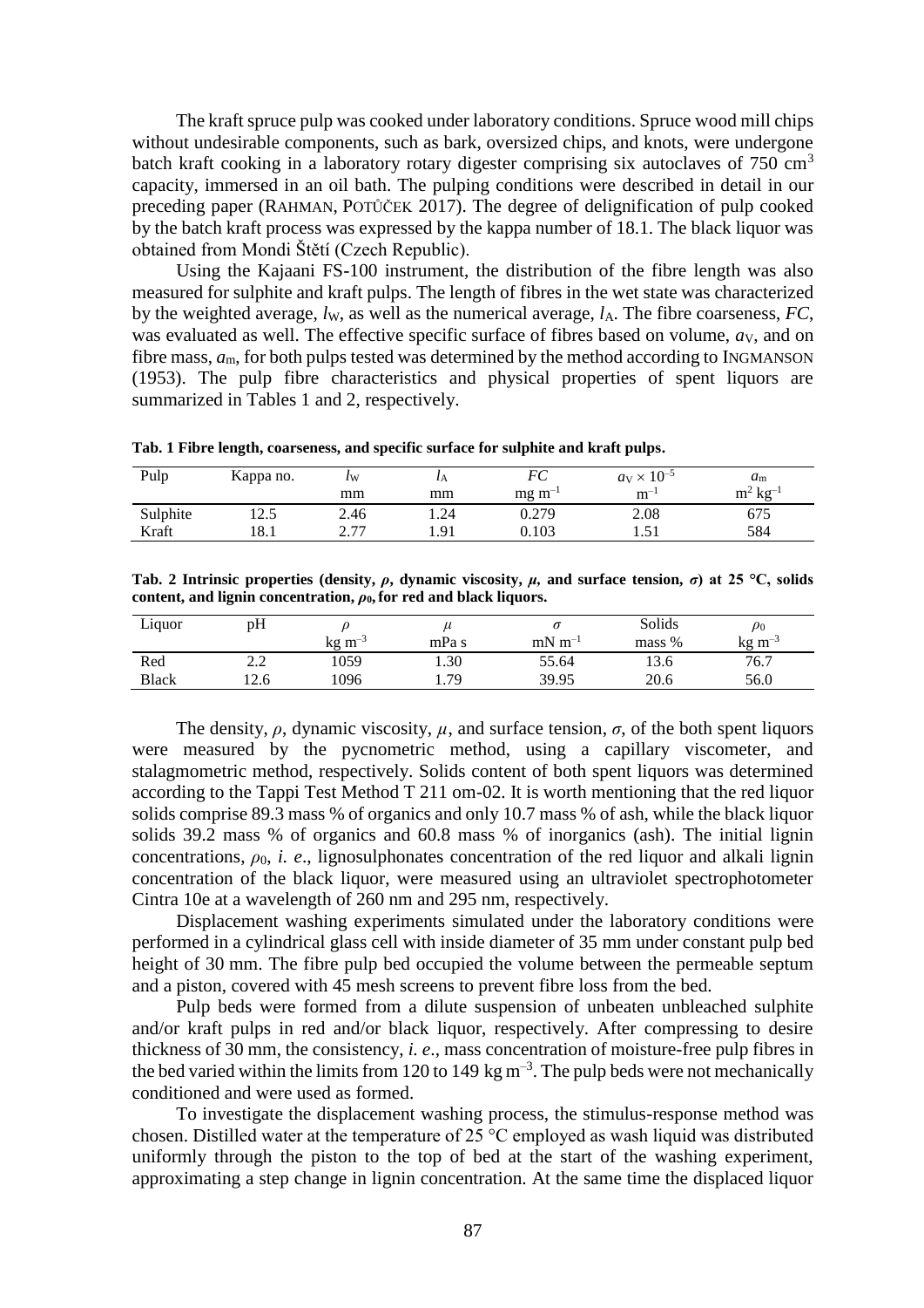The kraft spruce pulp was cooked under laboratory conditions. Spruce wood mill chips without undesirable components, such as bark, oversized chips, and knots, were undergone batch kraft cooking in a laboratory rotary digester comprising six autoclaves of 750 $cm^3$ capacity, immersed in an oil bath. The pulping conditions were described in detail in our preceding paper (RAHMAN, POTŮČEK 2017). The degree of delignification of pulp cooked by the batch kraft process was expressed by the kappa number of 18.1. The black liquor was obtained from Mondi Štětí (Czech Republic).

Using the Kajaani FS-100 instrument, the distribution of the fibre length was also measured for sulphite and kraft pulps. The length of fibres in the wet state was characterized by the weighted average, $l_W$, as well as the numerical average, $l_A$. The fibre coarseness, *FC*, was evaluated as well. The effective specific surface of fibres based on volume, $a_V$, and on fibre mass, $a_m$, for both pulps tested was determined by the method according to INGMANSON (1953). The pulp fibre characteristics and physical properties of spent liquors are summarized in Tables 1 and 2, respectively.

**Tab. 1 Fibre length, coarseness, and specific surface for sulphite and kraft pulps.**

| Pulp | Kappa no. | $l_W$ | $l_A$ | $FC$ | $a_V \times 10^{-5}$ | $a_m$ |
|---|---|---|---|---|---|---|
| | | mm | mm | mg $m^{-1}$ | $m^{-1}$ | $m^2$ $kg^{-1}$ |
| Sulphite | 12.5 | 2.46 | 1.24 | 0.279 | 2.08 | 675 |
| Kraft | 18.1 | 2.77 | 1.91 | 0.103 | 1.51 | 584 |

**Tab. 2 Intrinsic properties (density, $\rho$, dynamic viscosity, $\mu$, and surface tension, $\sigma$) at 25 °C, solids content, and lignin concentration, $\rho_0$, for red and black liquors.**

| Liquor | pH | $\rho$ | $\mu$ | $\sigma$ | Solids | $\rho_0$ |
|---|---|---|---|---|---|---|
| | | kg $m^{-3}$ | mPa s | mN $m^{-1}$ | mass % | kg $m^{-3}$ |
| Red | 2.2 | 1059 | 1.30 | 55.64 | 13.6 | 76.7 |
| Black | 12.6 | 1096 | 1.79 | 39.95 | 20.6 | 56.0 |

The density, $\rho$, dynamic viscosity, $\mu$, and surface tension, $\sigma$, of the both spent liquors were measured by the pycnometric method, using a capillary viscometer, and stalagmometric method, respectively. Solids content of both spent liquors was determined according to the Tappi Test Method T 211 om-02. It is worth mentioning that the red liquor solids comprise 89.3 mass % of organics and only 10.7 mass % of ash, while the black liquor solids 39.2 mass % of organics and 60.8 mass % of inorganics (ash). The initial lignin concentrations, $\rho_0$, *i. e*., lignosulphonates concentration of the red liquor and alkali lignin concentration of the black liquor, were measured using an ultraviolet spectrophotometer Cintra 10e at a wavelength of 260 nm and 295 nm, respectively.

Displacement washing experiments simulated under the laboratory conditions were performed in a cylindrical glass cell with inside diameter of 35 mm under constant pulp bed height of 30 mm. The fibre pulp bed occupied the volume between the permeable septum and a piston, covered with 45 mesh screens to prevent fibre loss from the bed.

Pulp beds were formed from a dilute suspension of unbeaten unbleached sulphite and/or kraft pulps in red and/or black liquor, respectively. After compressing to desire thickness of 30 mm, the consistency, *i. e*., mass concentration of moisture-free pulp fibres in the bed varied within the limits from 120 to 149 kg $m^{-3}$. The pulp beds were not mechanically conditioned and were used as formed.

To investigate the displacement washing process, the stimulus-response method was chosen. Distilled water at the temperature of 25 °C employed as wash liquid was distributed uniformly through the piston to the top of bed at the start of the washing experiment, approximating a step change in lignin concentration. At the same time the displaced liquor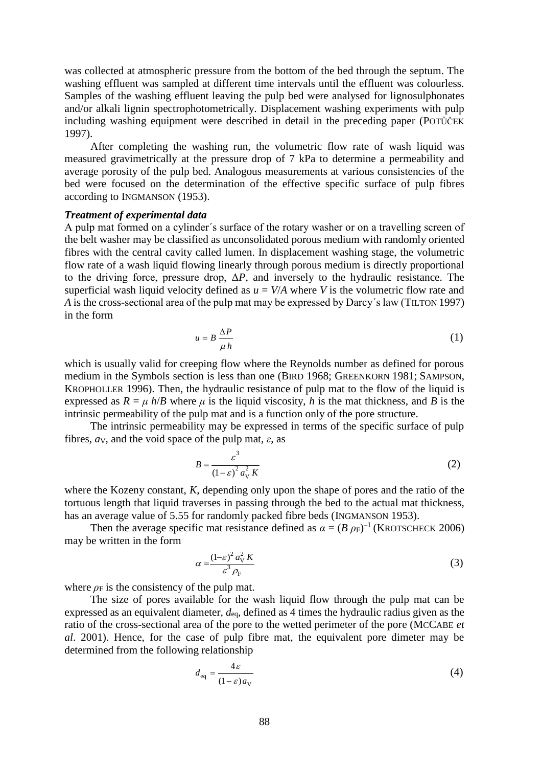was collected at atmospheric pressure from the bottom of the bed through the septum. The washing effluent was sampled at different time intervals until the effluent was colourless. Samples of the washing effluent leaving the pulp bed were analysed for lignosulphonates and/or alkali lignin spectrophotometrically. Displacement washing experiments with pulp including washing equipment were described in detail in the preceding paper (POTŮČEK 1997).

After completing the washing run, the volumetric flow rate of wash liquid was measured gravimetrically at the pressure drop of 7 kPa to determine a permeability and average porosity of the pulp bed. Analogous measurements at various consistencies of the bed were focused on the determination of the effective specific surface of pulp fibres according to INGMANSON (1953).

***Treatment of experimental data***

A pulp mat formed on a cylinder´s surface of the rotary washer or on a travelling screen of the belt washer may be classified as unconsolidated porous medium with randomly oriented fibres with the central cavity called lumen. In displacement washing stage, the volumetric flow rate of a wash liquid flowing linearly through porous medium is directly proportional to the driving force, pressure drop, $\Delta P$, and inversely to the hydraulic resistance. The superficial wash liquid velocity defined as $u = V/A$ where $V$ is the volumetric flow rate and $A$ is the cross-sectional area of the pulp mat may be expressed by Darcy´s law (TILTON 1997) in the form

$$u = B\,\frac{\Delta P}{\mu\, h} \tag{1}$$

which is usually valid for creeping flow where the Reynolds number as defined for porous medium in the Symbols section is less than one (BIRD 1968; GREENKORN 1981; SAMPSON, KROPHOLLER 1996). Then, the hydraulic resistance of pulp mat to the flow of the liquid is expressed as $R = \mu\, h/B$ where $\mu$ is the liquid viscosity, $h$ is the mat thickness, and $B$ is the intrinsic permeability of the pulp mat and is a function only of the pore structure.

The intrinsic permeability may be expressed in terms of the specific surface of pulp fibres, $a_{\mathrm{V}}$, and the void space of the pulp mat, $\varepsilon$, as

$$B = \frac{\varepsilon^3}{(1-\varepsilon)^2\, a_{\mathrm{V}}^2\, K} \tag{2}$$

where the Kozeny constant, $K$, depending only upon the shape of pores and the ratio of the tortuous length that liquid traverses in passing through the bed to the actual mat thickness, has an average value of 5.55 for randomly packed fibre beds (INGMANSON 1953).

Then the average specific mat resistance defined as $\alpha = (B\,\rho_{\mathrm{F}})^{-1}$ (KROTSCHECK 2006) may be written in the form

$$\alpha = \frac{(1-\varepsilon)^2\, a_{\mathrm{V}}^2\, K}{\varepsilon^3\, \rho_{\mathrm{F}}} \tag{3}$$

where $\rho_{\mathrm{F}}$ is the consistency of the pulp mat.

The size of pores available for the wash liquid flow through the pulp mat can be expressed as an equivalent diameter, $d_{\mathrm{eq}}$, defined as 4 times the hydraulic radius given as the ratio of the cross-sectional area of the pore to the wetted perimeter of the pore (MCCABE *et al*. 2001). Hence, for the case of pulp fibre mat, the equivalent pore dimeter may be determined from the following relationship

$$d_{\mathrm{eq}} = \frac{4\varepsilon}{(1-\varepsilon)\, a_{\mathrm{V}}} \tag{4}$$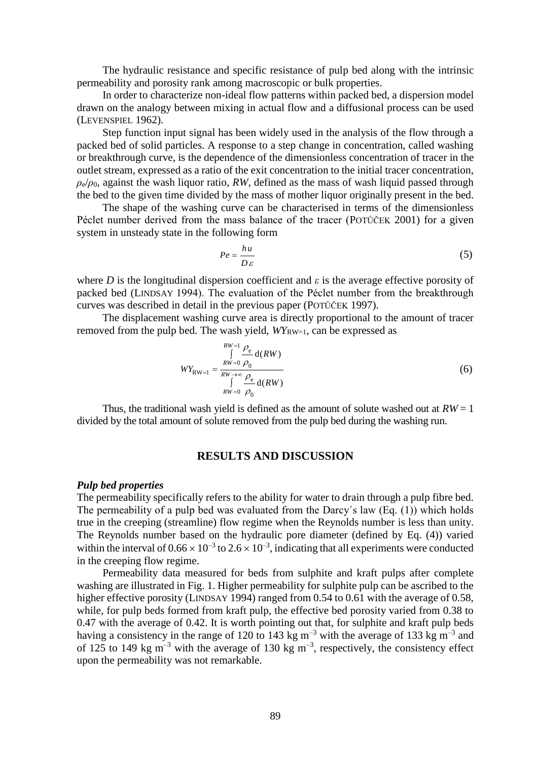The hydraulic resistance and specific resistance of pulp bed along with the intrinsic permeability and porosity rank among macroscopic or bulk properties.

In order to characterize non-ideal flow patterns within packed bed, a dispersion model drawn on the analogy between mixing in actual flow and a diffusional process can be used (LEVENSPIEL 1962).

Step function input signal has been widely used in the analysis of the flow through a packed bed of solid particles. A response to a step change in concentration, called washing or breakthrough curve, is the dependence of the dimensionless concentration of tracer in the outlet stream, expressed as a ratio of the exit concentration to the initial tracer concentration, $\rho_e/\rho_0$, against the wash liquor ratio, *RW*, defined as the mass of wash liquid passed through the bed to the given time divided by the mass of mother liquor originally present in the bed.

The shape of the washing curve can be characterised in terms of the dimensionless Péclet number derived from the mass balance of the tracer (POTŮČEK 2001) for a given system in unsteady state in the following form

$$Pe = \frac{h\,u}{D\,\varepsilon} \tag{5}$$

where $D$ is the longitudinal dispersion coefficient and $\varepsilon$ is the average effective porosity of packed bed (LINDSAY 1994). The evaluation of the Péclet number from the breakthrough curves was described in detail in the previous paper (POTŮČEK 1997).

The displacement washing curve area is directly proportional to the amount of tracer removed from the pulp bed. The wash yield, $WY_{\mathrm{RW=1}}$, can be expressed as

$$WY_{\mathrm{RW=1}} = \frac{\int\limits_{RW=0}^{RW=1} \frac{\rho_e}{\rho_0}\,\mathrm{d}(RW)}{\int\limits_{RW=0}^{RW\to\infty} \frac{\rho_e}{\rho_0}\,\mathrm{d}(RW)} \tag{6}$$

Thus, the traditional wash yield is defined as the amount of solute washed out at $RW = 1$ divided by the total amount of solute removed from the pulp bed during the washing run.

## RESULTS AND DISCUSSION

***Pulp bed properties***

The permeability specifically refers to the ability for water to drain through a pulp fibre bed. The permeability of a pulp bed was evaluated from the Darcy´s law (Eq. (1)) which holds true in the creeping (streamline) flow regime when the Reynolds number is less than unity. The Reynolds number based on the hydraulic pore diameter (defined by Eq. (4)) varied within the interval of $0.66 \times 10^{-3}$ to $2.6 \times 10^{-3}$, indicating that all experiments were conducted in the creeping flow regime.

Permeability data measured for beds from sulphite and kraft pulps after complete washing are illustrated in Fig. 1. Higher permeability for sulphite pulp can be ascribed to the higher effective porosity (LINDSAY 1994) ranged from 0.54 to 0.61 with the average of 0.58, while, for pulp beds formed from kraft pulp, the effective bed porosity varied from 0.38 to 0.47 with the average of 0.42. It is worth pointing out that, for sulphite and kraft pulp beds having a consistency in the range of 120 to 143 kg m$^{-3}$ with the average of 133 kg m$^{-3}$ and of 125 to 149 kg m$^{-3}$ with the average of 130 kg m$^{-3}$, respectively, the consistency effect upon the permeability was not remarkable.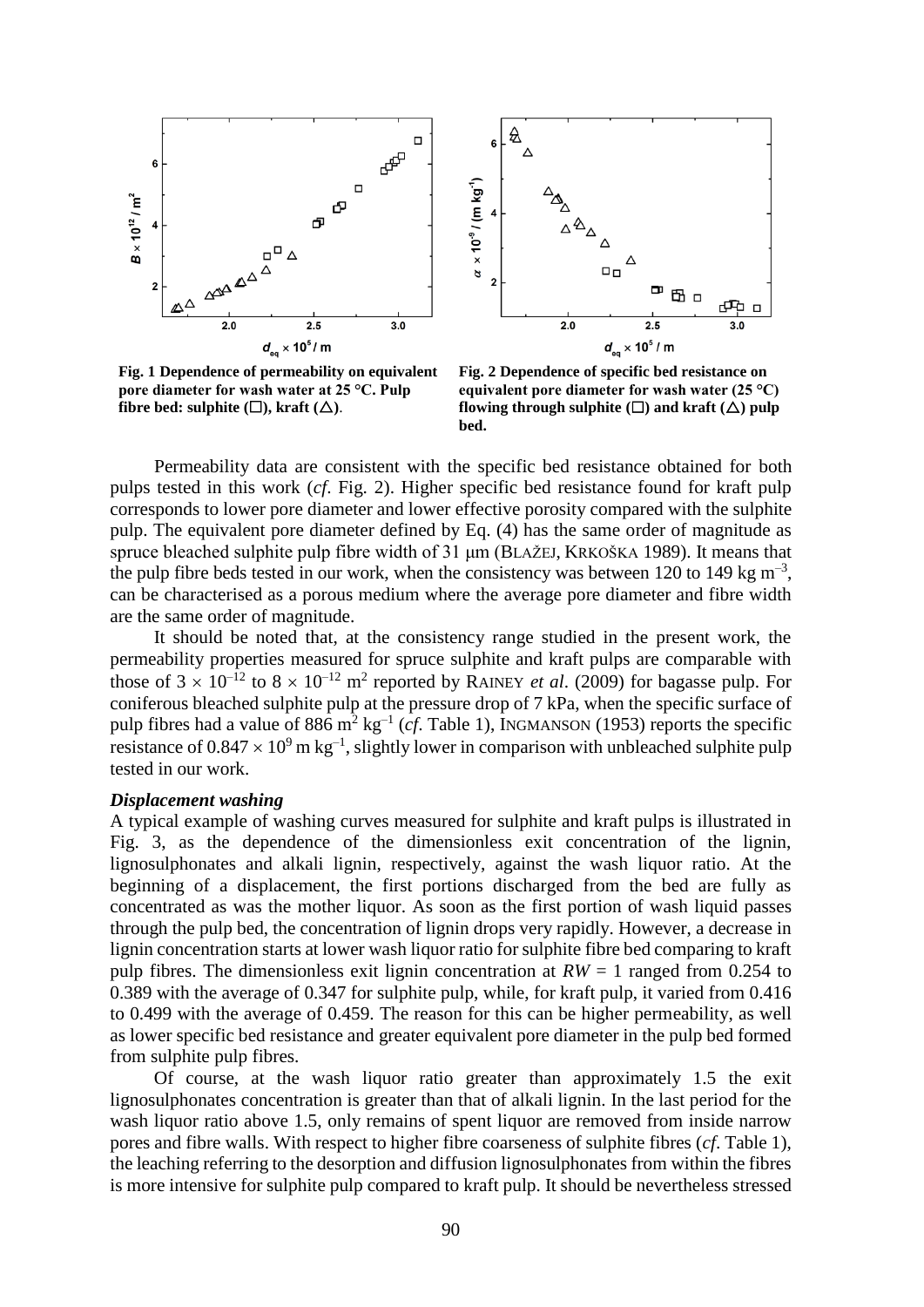**Fig. 1 Dependence of permeability on equivalent pore diameter for wash water at 25 °C. Pulp fibre bed: sulphite (□), kraft (△).**

**Fig. 2 Dependence of specific bed resistance on equivalent pore diameter for wash water (25 °C) flowing through sulphite (□) and kraft (△) pulp bed.**

Permeability data are consistent with the specific bed resistance obtained for both pulps tested in this work (*cf*. Fig. 2). Higher specific bed resistance found for kraft pulp corresponds to lower pore diameter and lower effective porosity compared with the sulphite pulp. The equivalent pore diameter defined by Eq. (4) has the same order of magnitude as spruce bleached sulphite pulp fibre width of 31 μm (BLAŽEJ, KRKOŠKA 1989). It means that the pulp fibre beds tested in our work, when the consistency was between 120 to 149 kg m$^{-3}$, can be characterised as a porous medium where the average pore diameter and fibre width are the same order of magnitude.

It should be noted that, at the consistency range studied in the present work, the permeability properties measured for spruce sulphite and kraft pulps are comparable with those of $3 \times 10^{-12}$ to $8 \times 10^{-12}$ m$^2$ reported by RAINEY *et al*. (2009) for bagasse pulp. For coniferous bleached sulphite pulp at the pressure drop of 7 kPa, when the specific surface of pulp fibres had a value of 886 m$^2$ kg$^{-1}$ (*cf*. Table 1), INGMANSON (1953) reports the specific resistance of $0.847 \times 10^9$ m kg$^{-1}$, slightly lower in comparison with unbleached sulphite pulp tested in our work.

### *Displacement washing*

A typical example of washing curves measured for sulphite and kraft pulps is illustrated in Fig. 3, as the dependence of the dimensionless exit concentration of the lignin, lignosulphonates and alkali lignin, respectively, against the wash liquor ratio. At the beginning of a displacement, the first portions discharged from the bed are fully as concentrated as was the mother liquor. As soon as the first portion of wash liquid passes through the pulp bed, the concentration of lignin drops very rapidly. However, a decrease in lignin concentration starts at lower wash liquor ratio for sulphite fibre bed comparing to kraft pulp fibres. The dimensionless exit lignin concentration at $RW = 1$ ranged from 0.254 to 0.389 with the average of 0.347 for sulphite pulp, while, for kraft pulp, it varied from 0.416 to 0.499 with the average of 0.459. The reason for this can be higher permeability, as well as lower specific bed resistance and greater equivalent pore diameter in the pulp bed formed from sulphite pulp fibres.

Of course, at the wash liquor ratio greater than approximately 1.5 the exit lignosulphonates concentration is greater than that of alkali lignin. In the last period for the wash liquor ratio above 1.5, only remains of spent liquor are removed from inside narrow pores and fibre walls. With respect to higher fibre coarseness of sulphite fibres (*cf*. Table 1), the leaching referring to the desorption and diffusion lignosulphonates from within the fibres is more intensive for sulphite pulp compared to kraft pulp. It should be nevertheless stressed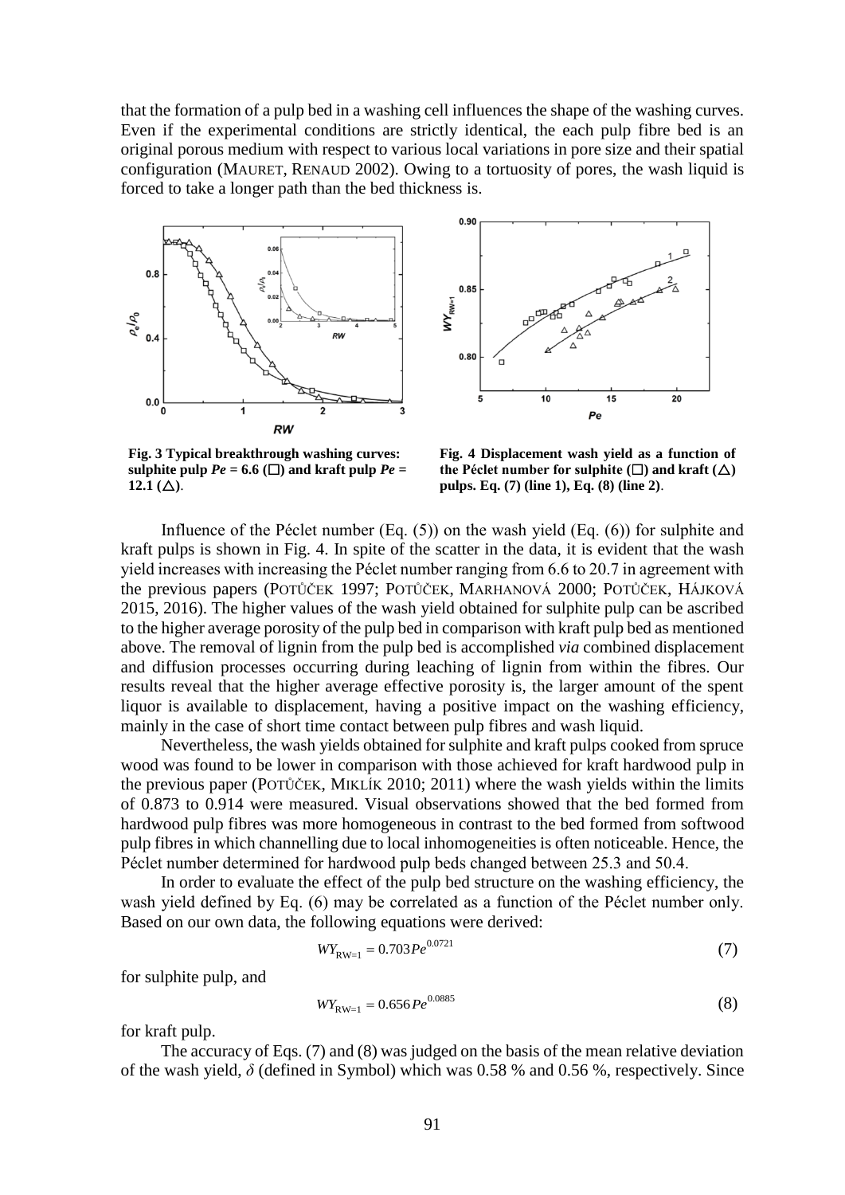that the formation of a pulp bed in a washing cell influences the shape of the washing curves. Even if the experimental conditions are strictly identical, the each pulp fibre bed is an original porous medium with respect to various local variations in pore size and their spatial configuration (MAURET, RENAUD 2002). Owing to a tortuosity of pores, the wash liquid is forced to take a longer path than the bed thickness is.

**Fig. 3 Typical breakthrough washing curves: sulphite pulp $Pe$ = 6.6 (□) and kraft pulp $Pe$ = 12.1 (△).**

**Fig. 4 Displacement wash yield as a function of the Péclet number for sulphite (□) and kraft (△) pulps. Eq. (7) (line 1), Eq. (8) (line 2).**

Influence of the Péclet number (Eq. (5)) on the wash yield (Eq. (6)) for sulphite and kraft pulps is shown in Fig. 4. In spite of the scatter in the data, it is evident that the wash yield increases with increasing the Péclet number ranging from 6.6 to 20.7 in agreement with the previous papers (POTŮČEK 1997; POTŮČEK, MARHANOVÁ 2000; POTŮČEK, HÁJKOVÁ 2015, 2016). The higher values of the wash yield obtained for sulphite pulp can be ascribed to the higher average porosity of the pulp bed in comparison with kraft pulp bed as mentioned above. The removal of lignin from the pulp bed is accomplished *via* combined displacement and diffusion processes occurring during leaching of lignin from within the fibres. Our results reveal that the higher average effective porosity is, the larger amount of the spent liquor is available to displacement, having a positive impact on the washing efficiency, mainly in the case of short time contact between pulp fibres and wash liquid.

Nevertheless, the wash yields obtained for sulphite and kraft pulps cooked from spruce wood was found to be lower in comparison with those achieved for kraft hardwood pulp in the previous paper (POTŮČEK, MIKLÍK 2010; 2011) where the wash yields within the limits of 0.873 to 0.914 were measured. Visual observations showed that the bed formed from hardwood pulp fibres was more homogeneous in contrast to the bed formed from softwood pulp fibres in which channelling due to local inhomogeneities is often noticeable. Hence, the Péclet number determined for hardwood pulp beds changed between 25.3 and 50.4.

In order to evaluate the effect of the pulp bed structure on the washing efficiency, the wash yield defined by Eq. (6) may be correlated as a function of the Péclet number only. Based on our own data, the following equations were derived:

$$WY_{\mathrm{RW=1}} = 0.703\,Pe^{0.0721} \tag{7}$$

for sulphite pulp, and

$$WY_{\mathrm{RW=1}} = 0.656\,Pe^{0.0885} \tag{8}$$

for kraft pulp.

The accuracy of Eqs. (7) and (8) was judged on the basis of the mean relative deviation of the wash yield, $\delta$ (defined in Symbol) which was 0.58 % and 0.56 %, respectively. Since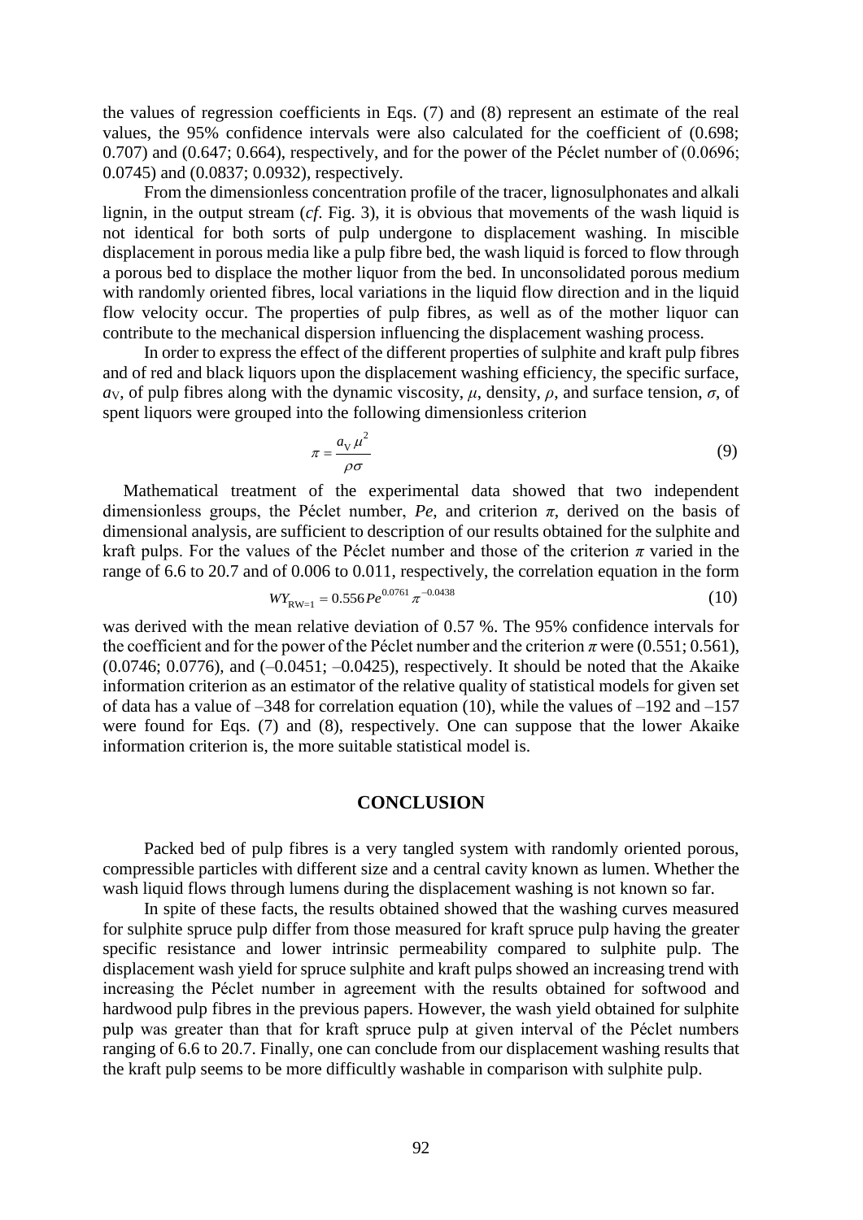the values of regression coefficients in Eqs. (7) and (8) represent an estimate of the real values, the 95% confidence intervals were also calculated for the coefficient of (0.698; 0.707) and (0.647; 0.664), respectively, and for the power of the Péclet number of (0.0696; 0.0745) and (0.0837; 0.0932), respectively.

From the dimensionless concentration profile of the tracer, lignosulphonates and alkali lignin, in the output stream (*cf*. Fig. 3), it is obvious that movements of the wash liquid is not identical for both sorts of pulp undergone to displacement washing. In miscible displacement in porous media like a pulp fibre bed, the wash liquid is forced to flow through a porous bed to displace the mother liquor from the bed. In unconsolidated porous medium with randomly oriented fibres, local variations in the liquid flow direction and in the liquid flow velocity occur. The properties of pulp fibres, as well as of the mother liquor can contribute to the mechanical dispersion influencing the displacement washing process.

In order to express the effect of the different properties of sulphite and kraft pulp fibres and of red and black liquors upon the displacement washing efficiency, the specific surface, $a_V$, of pulp fibres along with the dynamic viscosity, $\mu$, density, $\rho$, and surface tension, $\sigma$, of spent liquors were grouped into the following dimensionless criterion

$$\pi = \frac{a_V \mu^2}{\rho \sigma} \tag{9}$$

Mathematical treatment of the experimental data showed that two independent dimensionless groups, the Péclet number, *Pe*, and criterion $\pi$, derived on the basis of dimensional analysis, are sufficient to description of our results obtained for the sulphite and kraft pulps. For the values of the Péclet number and those of the criterion $\pi$ varied in the range of 6.6 to 20.7 and of 0.006 to 0.011, respectively, the correlation equation in the form

$$WY_{\mathrm{RW}=1} = 0.556\, Pe^{0.0761}\, \pi^{-0.0438} \tag{10}$$

was derived with the mean relative deviation of 0.57 %. The 95% confidence intervals for the coefficient and for the power of the Péclet number and the criterion $\pi$ were (0.551; 0.561), (0.0746; 0.0776), and (–0.0451; –0.0425), respectively. It should be noted that the Akaike information criterion as an estimator of the relative quality of statistical models for given set of data has a value of –348 for correlation equation (10), while the values of –192 and –157 were found for Eqs. (7) and (8), respectively. One can suppose that the lower Akaike information criterion is, the more suitable statistical model is.

## CONCLUSION

Packed bed of pulp fibres is a very tangled system with randomly oriented porous, compressible particles with different size and a central cavity known as lumen. Whether the wash liquid flows through lumens during the displacement washing is not known so far.

In spite of these facts, the results obtained showed that the washing curves measured for sulphite spruce pulp differ from those measured for kraft spruce pulp having the greater specific resistance and lower intrinsic permeability compared to sulphite pulp. The displacement wash yield for spruce sulphite and kraft pulps showed an increasing trend with increasing the Péclet number in agreement with the results obtained for softwood and hardwood pulp fibres in the previous papers. However, the wash yield obtained for sulphite pulp was greater than that for kraft spruce pulp at given interval of the Péclet numbers ranging of 6.6 to 20.7. Finally, one can conclude from our displacement washing results that the kraft pulp seems to be more difficultly washable in comparison with sulphite pulp.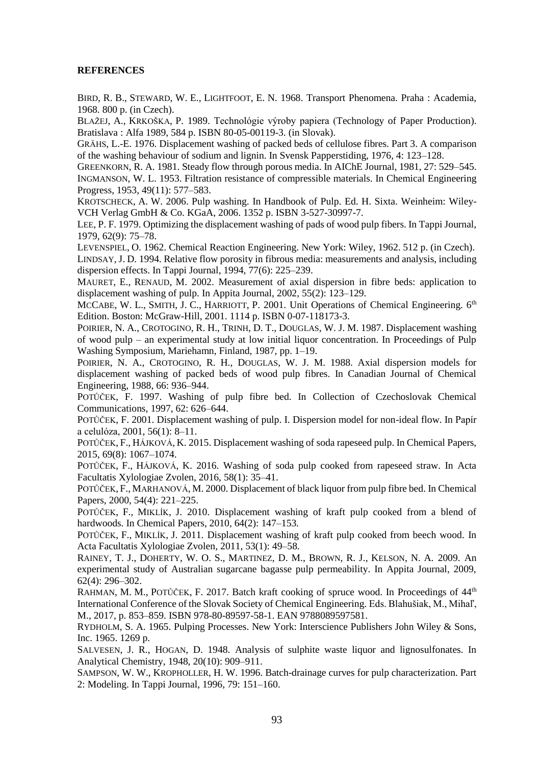**REFERENCES**

BIRD, R. B., STEWARD, W. E., LIGHTFOOT, E. N. 1968. Transport Phenomena. Praha : Academia, 1968. 800 p. (in Czech).

BLAŽEJ, A., KRKOŠKA, P. 1989. Technológie výroby papiera (Technology of Paper Production). Bratislava : Alfa 1989, 584 p. ISBN 80-05-00119-3. (in Slovak).

GRÄHS, L.-E. 1976. Displacement washing of packed beds of cellulose fibres. Part 3. A comparison of the washing behaviour of sodium and lignin. In Svensk Papperstiding, 1976, 4: 123–128.

GREENKORN, R. A. 1981. Steady flow through porous media. In AIChE Journal, 1981, 27: 529–545.

INGMANSON, W. L. 1953. Filtration resistance of compressible materials. In Chemical Engineering Progress, 1953, 49(11): 577–583.

KROTSCHECK, A. W. 2006. Pulp washing. In Handbook of Pulp. Ed. H. Sixta. Weinheim: Wiley-VCH Verlag GmbH & Co. KGaA, 2006. 1352 p. ISBN 3-527-30997-7.

LEE, P. F. 1979. Optimizing the displacement washing of pads of wood pulp fibers. In Tappi Journal, 1979, 62(9): 75–78.

LEVENSPIEL, O. 1962. Chemical Reaction Engineering. New York: Wiley, 1962. 512 p. (in Czech).

LINDSAY, J. D. 1994. Relative flow porosity in fibrous media: measurements and analysis, including dispersion effects. In Tappi Journal, 1994, 77(6): 225–239.

MAURET, E., RENAUD, M. 2002. Measurement of axial dispersion in fibre beds: application to displacement washing of pulp. In Appita Journal, 2002, 55(2): 123–129.

MCCABE, W. L., SMITH, J. C., HARRIOTT, P. 2001. Unit Operations of Chemical Engineering. 6th Edition. Boston: McGraw-Hill, 2001. 1114 p. ISBN 0-07-118173-3.

POIRIER, N. A., CROTOGINO, R. H., TRINH, D. T., DOUGLAS, W. J. M. 1987. Displacement washing of wood pulp – an experimental study at low initial liquor concentration. In Proceedings of Pulp Washing Symposium, Mariehamn, Finland, 1987, pp. 1–19.

POIRIER, N. A., CROTOGINO, R. H., DOUGLAS, W. J. M. 1988. Axial dispersion models for displacement washing of packed beds of wood pulp fibres. In Canadian Journal of Chemical Engineering, 1988, 66: 936–944.

POTŮČEK, F. 1997. Washing of pulp fibre bed. In Collection of Czechoslovak Chemical Communications, 1997, 62: 626–644.

POTŮČEK, F. 2001. Displacement washing of pulp. I. Dispersion model for non-ideal flow. In Papír a celulóza, 2001, 56(1): 8–11.

POTŮČEK, F., HÁJKOVÁ, K. 2015. Displacement washing of soda rapeseed pulp. In Chemical Papers, 2015, 69(8): 1067–1074.

POTŮČEK, F., HÁJKOVÁ, K. 2016. Washing of soda pulp cooked from rapeseed straw. In Acta Facultatis Xylologiae Zvolen, 2016, 58(1): 35–41.

POTŮČEK, F., MARHANOVÁ, M. 2000. Displacement of black liquor from pulp fibre bed. In Chemical Papers, 2000, 54(4): 221–225.

POTŮČEK, F., MIKLÍK, J. 2010. Displacement washing of kraft pulp cooked from a blend of hardwoods. In Chemical Papers, 2010, 64(2): 147–153.

POTŮČEK, F., MIKLÍK, J. 2011. Displacement washing of kraft pulp cooked from beech wood. In Acta Facultatis Xylologiae Zvolen, 2011, 53(1): 49–58.

RAINEY, T. J., DOHERTY, W. O. S., MARTINEZ, D. M., BROWN, R. J., KELSON, N. A. 2009. An experimental study of Australian sugarcane bagasse pulp permeability. In Appita Journal, 2009, 62(4): 296–302.

RAHMAN, M. M., POTŮČEK, F. 2017. Batch kraft cooking of spruce wood. In Proceedings of 44th International Conference of the Slovak Society of Chemical Engineering. Eds. Blahušiak, M., Mihaľ, M., 2017, p. 853–859. ISBN 978-80-89597-58-1. EAN 9788089597581.

RYDHOLM, S. A. 1965. Pulping Processes. New York: Interscience Publishers John Wiley & Sons, Inc. 1965. 1269 p.

SALVESEN, J. R., HOGAN, D. 1948. Analysis of sulphite waste liquor and lignosulfonates. In Analytical Chemistry, 1948, 20(10): 909–911.

SAMPSON, W. W., KROPHOLLER, H. W. 1996. Batch-drainage curves for pulp characterization. Part 2: Modeling. In Tappi Journal, 1996, 79: 151–160.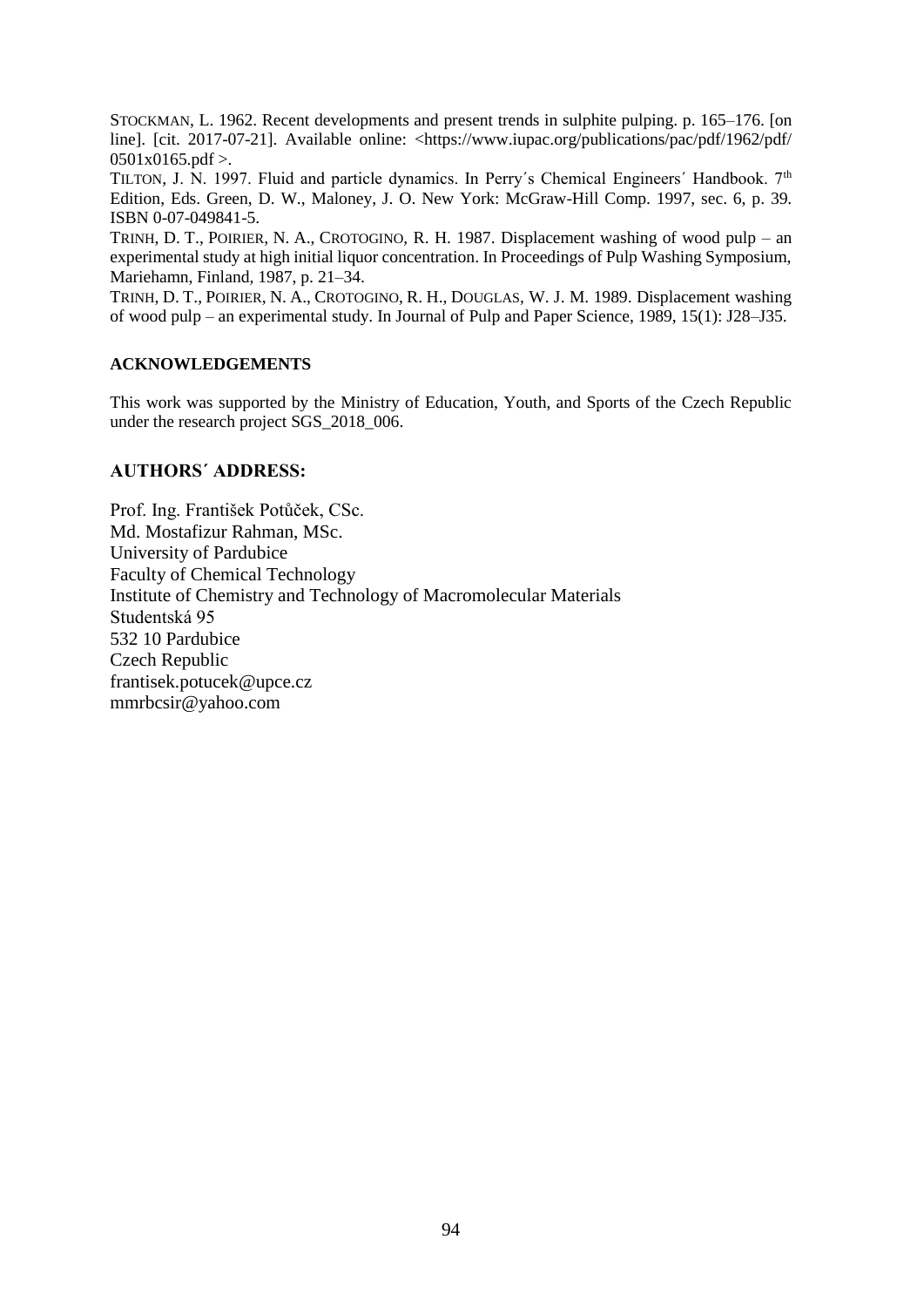STOCKMAN, L. 1962. Recent developments and present trends in sulphite pulping. p. 165–176. [on line]. [cit. 2017-07-21]. Available online: <https://www.iupac.org/publications/pac/pdf/1962/pdf/0501x0165.pdf >.

TILTON, J. N. 1997. Fluid and particle dynamics. In Perry´s Chemical Engineers´ Handbook. 7th Edition, Eds. Green, D. W., Maloney, J. O. New York: McGraw-Hill Comp. 1997, sec. 6, p. 39. ISBN 0-07-049841-5.

TRINH, D. T., POIRIER, N. A., CROTOGINO, R. H. 1987. Displacement washing of wood pulp – an experimental study at high initial liquor concentration. In Proceedings of Pulp Washing Symposium, Mariehamn, Finland, 1987, p. 21–34.

TRINH, D. T., POIRIER, N. A., CROTOGINO, R. H., DOUGLAS, W. J. M. 1989. Displacement washing of wood pulp – an experimental study. In Journal of Pulp and Paper Science, 1989, 15(1): J28–J35.

## ACKNOWLEDGEMENTS

This work was supported by the Ministry of Education, Youth, and Sports of the Czech Republic under the research project SGS_2018_006.

## AUTHORS´ ADDRESS:

Prof. Ing. František Potůček, CSc.
Md. Mostafizur Rahman, MSc.
University of Pardubice
Faculty of Chemical Technology
Institute of Chemistry and Technology of Macromolecular Materials
Studentská 95
532 10 Pardubice
Czech Republic
frantisek.potucek@upce.cz
mmrbcsir@yahoo.com